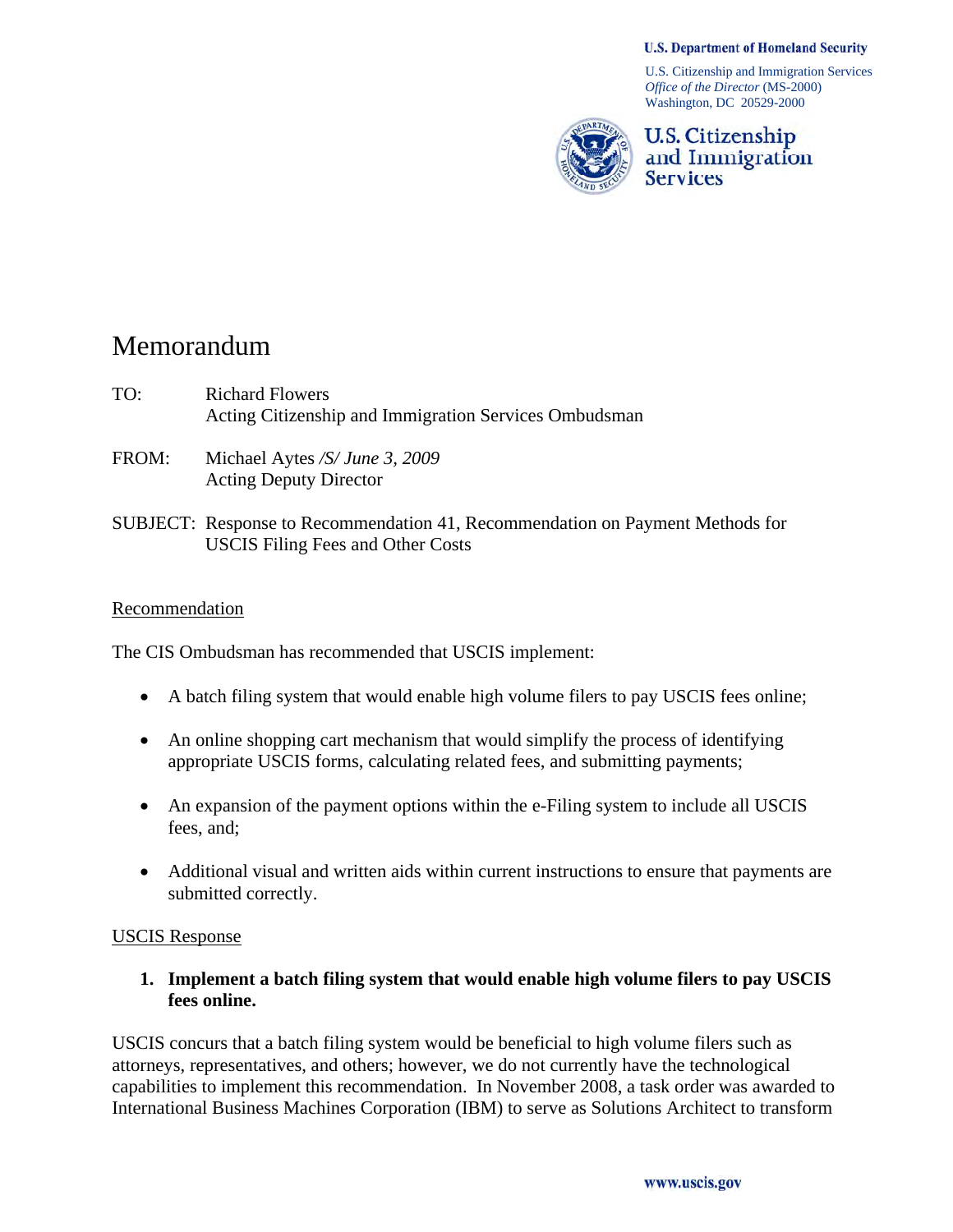**U.S. Department of Homeland Security**

U.S. Citizenship and Immigration Services
*Office of the Director* (MS-2000)
Washington, DC 20529-2000

**U.S. Citizenship and Immigration Services**

# Memorandum

TO: Richard Flowers
Acting Citizenship and Immigration Services Ombudsman

FROM: Michael Aytes */S/ June 3, 2009*
Acting Deputy Director

SUBJECT: Response to Recommendation 41, Recommendation on Payment Methods for USCIS Filing Fees and Other Costs

## Recommendation

The CIS Ombudsman has recommended that USCIS implement:

- A batch filing system that would enable high volume filers to pay USCIS fees online;
- An online shopping cart mechanism that would simplify the process of identifying appropriate USCIS forms, calculating related fees, and submitting payments;
- An expansion of the payment options within the e-Filing system to include all USCIS fees, and;
- Additional visual and written aids within current instructions to ensure that payments are submitted correctly.

## USCIS Response

**1. Implement a batch filing system that would enable high volume filers to pay USCIS fees online.**

USCIS concurs that a batch filing system would be beneficial to high volume filers such as attorneys, representatives, and others; however, we do not currently have the technological capabilities to implement this recommendation. In November 2008, a task order was awarded to International Business Machines Corporation (IBM) to serve as Solutions Architect to transform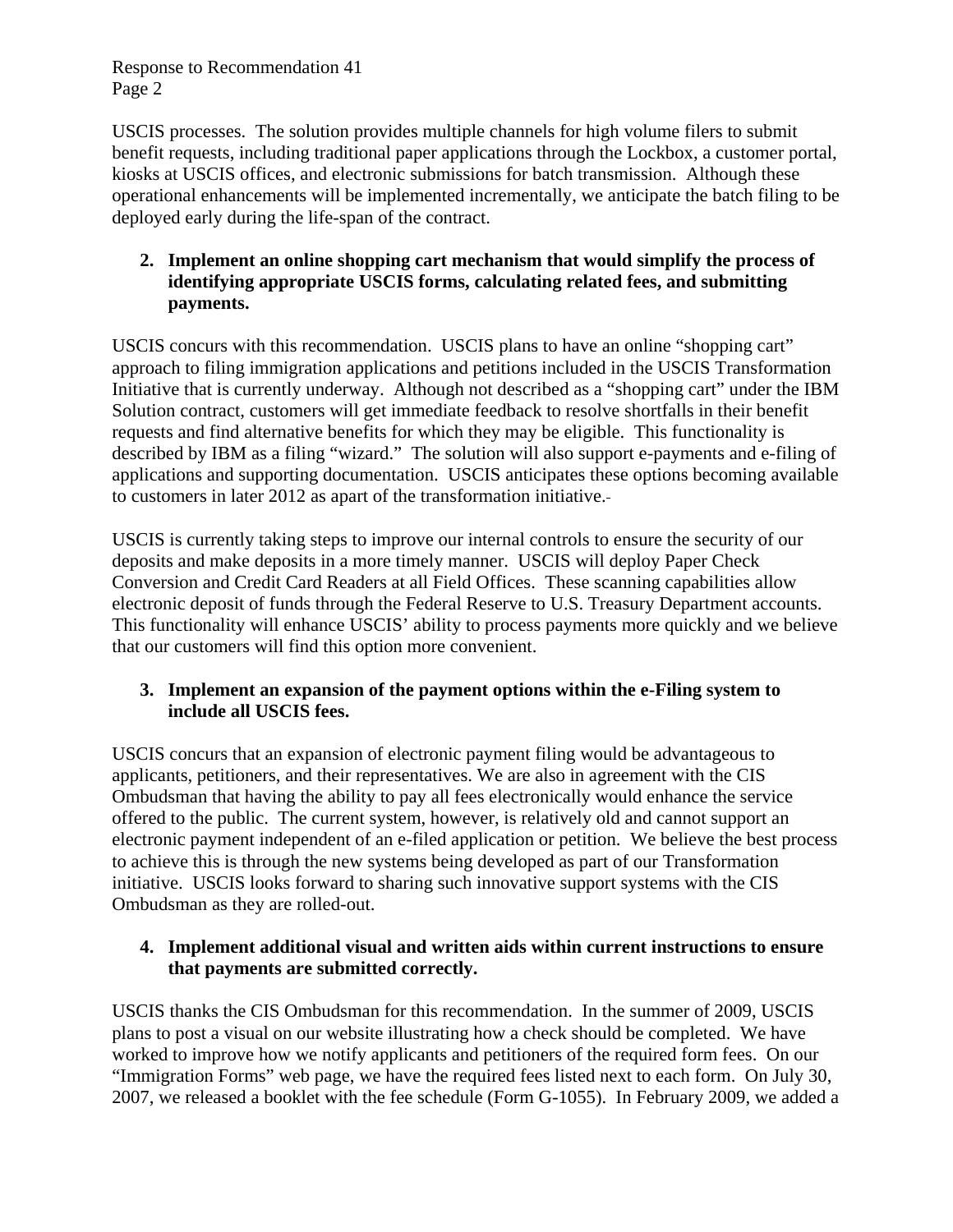USCIS processes. The solution provides multiple channels for high volume filers to submit benefit requests, including traditional paper applications through the Lockbox, a customer portal, kiosks at USCIS offices, and electronic submissions for batch transmission. Although these operational enhancements will be implemented incrementally, we anticipate the batch filing to be deployed early during the life-span of the contract.

2. **Implement an online shopping cart mechanism that would simplify the process of identifying appropriate USCIS forms, calculating related fees, and submitting payments.**

USCIS concurs with this recommendation. USCIS plans to have an online "shopping cart" approach to filing immigration applications and petitions included in the USCIS Transformation Initiative that is currently underway. Although not described as a "shopping cart" under the IBM Solution contract, customers will get immediate feedback to resolve shortfalls in their benefit requests and find alternative benefits for which they may be eligible. This functionality is described by IBM as a filing "wizard." The solution will also support e-payments and e-filing of applications and supporting documentation. USCIS anticipates these options becoming available to customers in later 2012 as apart of the transformation initiative.

USCIS is currently taking steps to improve our internal controls to ensure the security of our deposits and make deposits in a more timely manner. USCIS will deploy Paper Check Conversion and Credit Card Readers at all Field Offices. These scanning capabilities allow electronic deposit of funds through the Federal Reserve to U.S. Treasury Department accounts. This functionality will enhance USCIS' ability to process payments more quickly and we believe that our customers will find this option more convenient.

3. **Implement an expansion of the payment options within the e-Filing system to include all USCIS fees.**

USCIS concurs that an expansion of electronic payment filing would be advantageous to applicants, petitioners, and their representatives. We are also in agreement with the CIS Ombudsman that having the ability to pay all fees electronically would enhance the service offered to the public. The current system, however, is relatively old and cannot support an electronic payment independent of an e-filed application or petition. We believe the best process to achieve this is through the new systems being developed as part of our Transformation initiative. USCIS looks forward to sharing such innovative support systems with the CIS Ombudsman as they are rolled-out.

4. **Implement additional visual and written aids within current instructions to ensure that payments are submitted correctly.**

USCIS thanks the CIS Ombudsman for this recommendation. In the summer of 2009, USCIS plans to post a visual on our website illustrating how a check should be completed. We have worked to improve how we notify applicants and petitioners of the required form fees. On our "Immigration Forms" web page, we have the required fees listed next to each form. On July 30, 2007, we released a booklet with the fee schedule (Form G-1055). In February 2009, we added a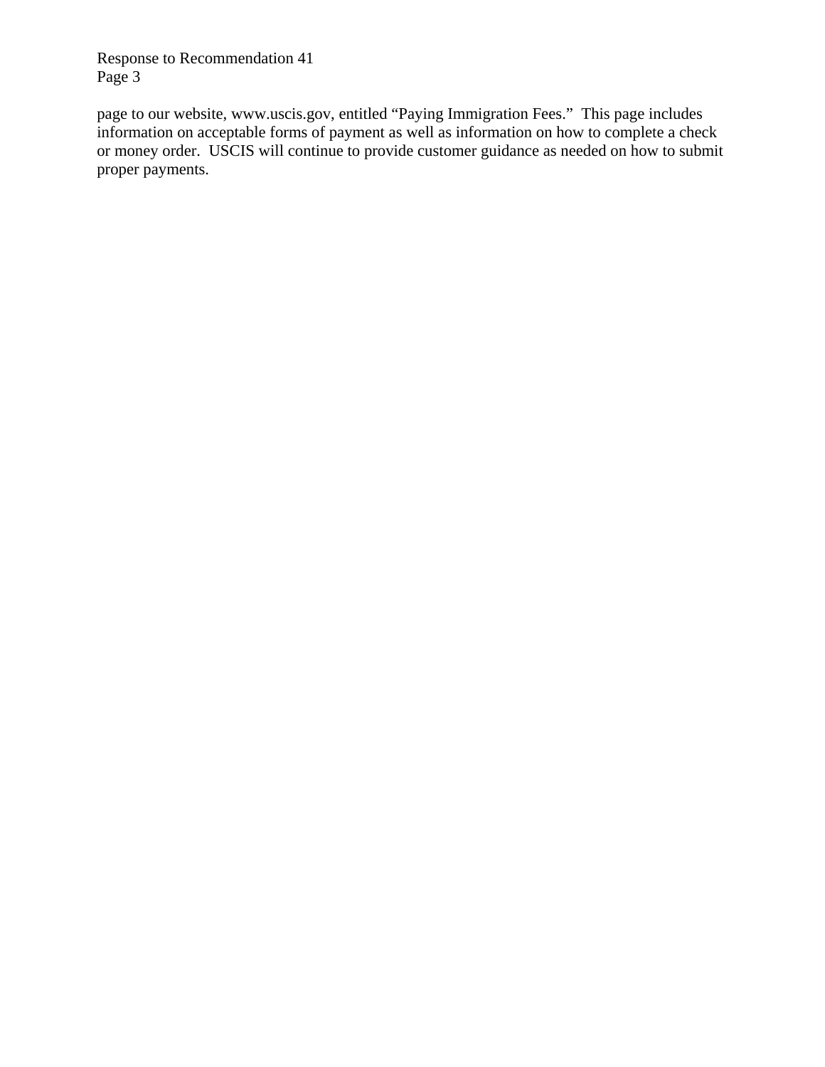page to our website, www.uscis.gov, entitled "Paying Immigration Fees." This page includes information on acceptable forms of payment as well as information on how to complete a check or money order. USCIS will continue to provide customer guidance as needed on how to submit proper payments.